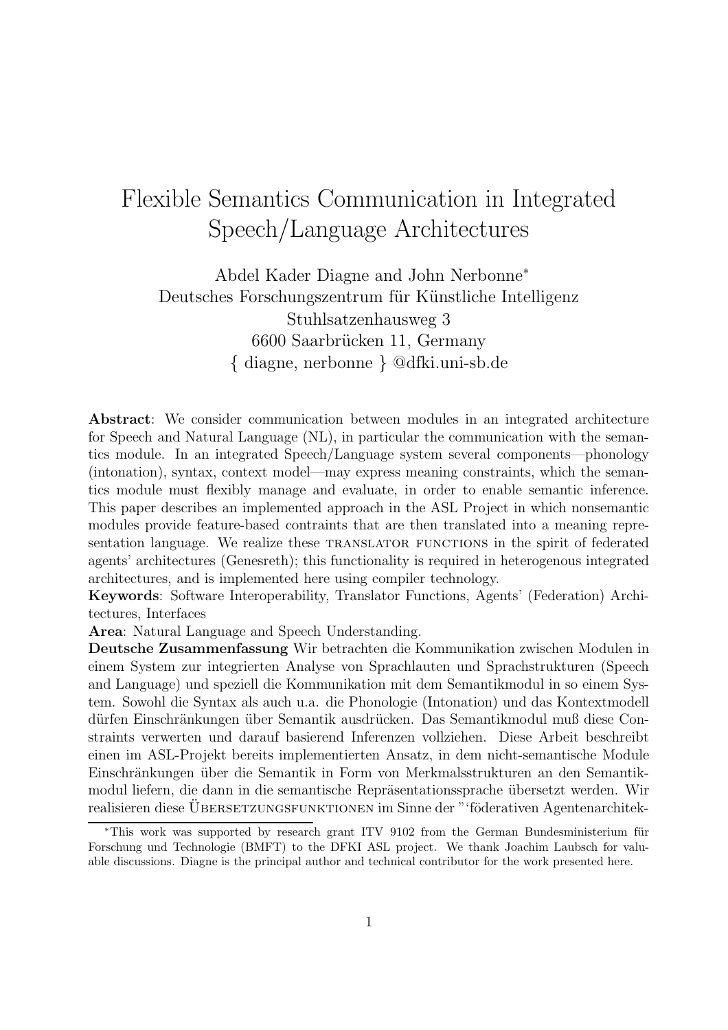# Flexible Semantics Communication in Integrated Speech/Language Architectures

Abdel Kader Diagne and John Nerbonne[*]
Deutsches Forschungszentrum für Künstliche Intelligenz
Stuhlsatzenhausweg 3
6600 Saarbrücken 11, Germany
{ diagne, nerbonne } @dfki.uni-sb.de

**Abstract**: We consider communication between modules in an integrated architecture for Speech and Natural Language (NL), in particular the communication with the semantics module. In an integrated Speech/Language system several components—phonology (intonation), syntax, context model—may express meaning constraints, which the semantics module must flexibly manage and evaluate, in order to enable semantic inference. This paper describes an implemented approach in the ASL Project in which nonsemantic modules provide feature-based contraints that are then translated into a meaning representation language. We realize these TRANSLATOR FUNCTIONS in the spirit of federated agents' architectures (Genesreth); this functionality is required in heterogenous integrated architectures, and is implemented here using compiler technology.

**Keywords**: Software Interoperability, Translator Functions, Agents' (Federation) Architectures, Interfaces

**Area**: Natural Language and Speech Understanding.

**Deutsche Zusammenfassung** Wir betrachten die Kommunikation zwischen Modulen in einem System zur integrierten Analyse von Sprachlauten und Sprachstrukturen (Speech and Language) und speziell die Kommunikation mit dem Semantikmodul in so einem System. Sowohl die Syntax als auch u.a. die Phonologie (Intonation) und das Kontextmodell dürfen Einschränkungen über Semantik ausdrücken. Das Semantikmodul muß diese Constraints verwerten und darauf basierend Inferenzen vollziehen. Diese Arbeit beschreibt einen im ASL-Projekt bereits implementierten Ansatz, in dem nicht-semantische Module Einschränkungen über die Semantik in Form von Merkmalsstrukturen an den Semantikmodul liefern, die dann in die semantische Repräsentationssprache übersetzt werden. Wir realisieren diese ÜBERSETZUNGSFUNKTIONEN im Sinne der "'föderativen Agentenarchitek-

[*]This work was supported by research grant ITV 9102 from the German Bundesministerium für Forschung und Technologie (BMFT) to the DFKI ASL project. We thank Joachim Laubsch for valuable discussions. Diagne is the principal author and technical contributor for the work presented here.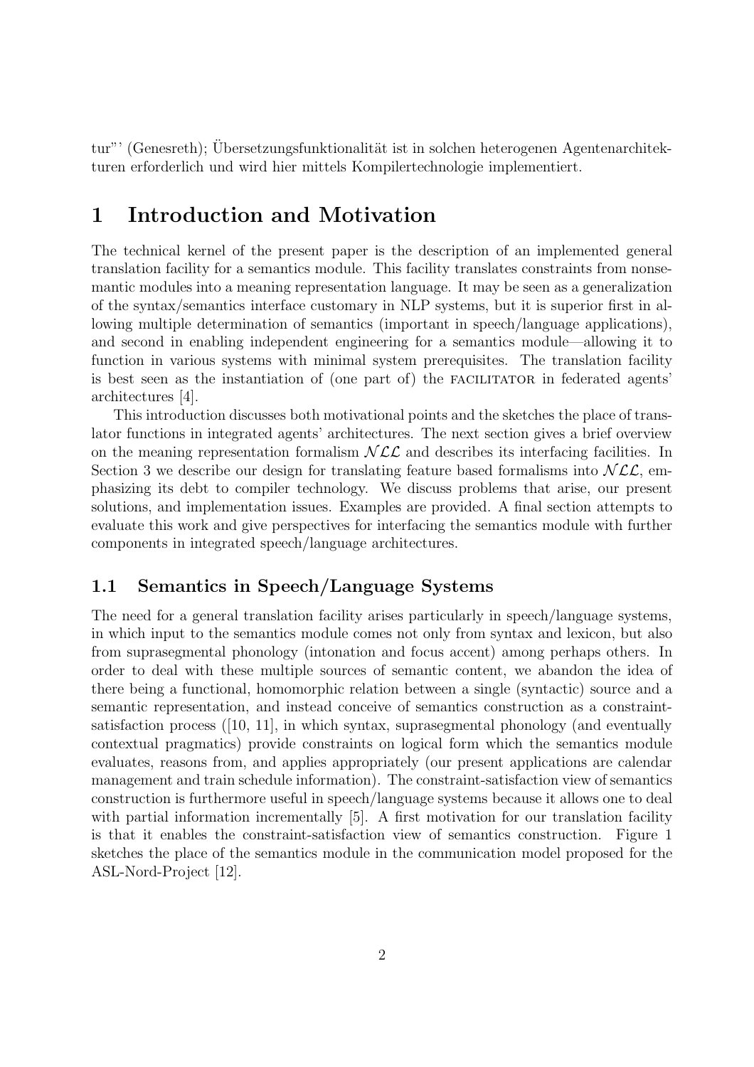tur"' (Genesreth); Übersetzungsfunktionalität ist in solchen heterogenen Agentenarchitekturen erforderlich und wird hier mittels Kompilertechnologie implementiert.

# 1 Introduction and Motivation

The technical kernel of the present paper is the description of an implemented general translation facility for a semantics module. This facility translates constraints from nonsemantic modules into a meaning representation language. It may be seen as a generalization of the syntax/semantics interface customary in NLP systems, but it is superior first in allowing multiple determination of semantics (important in speech/language applications), and second in enabling independent engineering for a semantics module—allowing it to function in various systems with minimal system prerequisites. The translation facility is best seen as the instantiation of (one part of) the FACILITATOR in federated agents' architectures [4].

This introduction discusses both motivational points and the sketches the place of translator functions in integrated agents' architectures. The next section gives a brief overview on the meaning representation formalism $\mathcal{NLL}$ and describes its interfacing facilities. In Section 3 we describe our design for translating feature based formalisms into $\mathcal{NLL}$, emphasizing its debt to compiler technology. We discuss problems that arise, our present solutions, and implementation issues. Examples are provided. A final section attempts to evaluate this work and give perspectives for interfacing the semantics module with further components in integrated speech/language architectures.

## 1.1 Semantics in Speech/Language Systems

The need for a general translation facility arises particularly in speech/language systems, in which input to the semantics module comes not only from syntax and lexicon, but also from suprasegmental phonology (intonation and focus accent) among perhaps others. In order to deal with these multiple sources of semantic content, we abandon the idea of there being a functional, homomorphic relation between a single (syntactic) source and a semantic representation, and instead conceive of semantics construction as a constraint-satisfaction process ([10, 11], in which syntax, suprasegmental phonology (and eventually contextual pragmatics) provide constraints on logical form which the semantics module evaluates, reasons from, and applies appropriately (our present applications are calendar management and train schedule information). The constraint-satisfaction view of semantics construction is furthermore useful in speech/language systems because it allows one to deal with partial information incrementally [5]. A first motivation for our translation facility is that it enables the constraint-satisfaction view of semantics construction. Figure 1 sketches the place of the semantics module in the communication model proposed for the ASL-Nord-Project [12].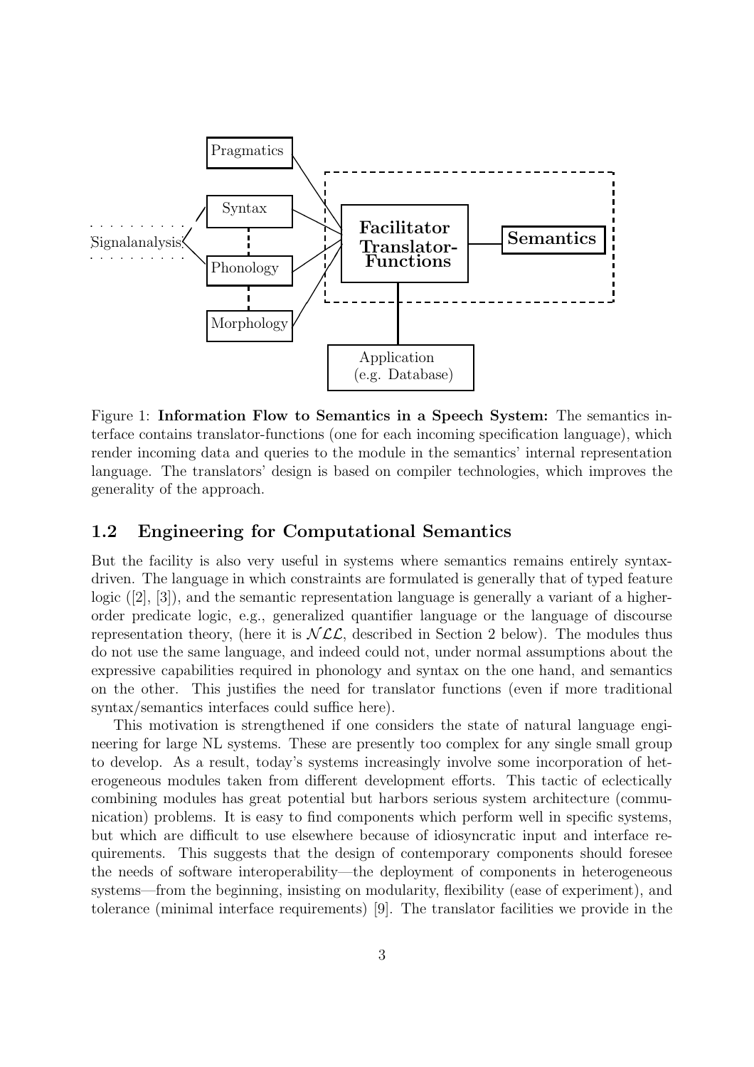Figure 1: **Information Flow to Semantics in a Speech System:** The semantics interface contains translator-functions (one for each incoming specification language), which render incoming data and queries to the module in the semantics' internal representation language. The translators' design is based on compiler technologies, which improves the generality of the approach.

## 1.2 Engineering for Computational Semantics

But the facility is also very useful in systems where semantics remains entirely syntax-driven. The language in which constraints are formulated is generally that of typed feature logic ([2], [3]), and the semantic representation language is generally a variant of a higher-order predicate logic, e.g., generalized quantifier language or the language of discourse representation theory, (here it is $\mathcal{NLL}$, described in Section 2 below). The modules thus do not use the same language, and indeed could not, under normal assumptions about the expressive capabilities required in phonology and syntax on the one hand, and semantics on the other. This justifies the need for translator functions (even if more traditional syntax/semantics interfaces could suffice here).

This motivation is strengthened if one considers the state of natural language engineering for large NL systems. These are presently too complex for any single small group to develop. As a result, today's systems increasingly involve some incorporation of heterogeneous modules taken from different development efforts. This tactic of eclectically combining modules has great potential but harbors serious system architecture (communication) problems. It is easy to find components which perform well in specific systems, but which are difficult to use elsewhere because of idiosyncratic input and interface requirements. This suggests that the design of contemporary components should foresee the needs of software interoperability—the deployment of components in heterogeneous systems—from the beginning, insisting on modularity, flexibility (ease of experiment), and tolerance (minimal interface requirements) [9]. The translator facilities we provide in the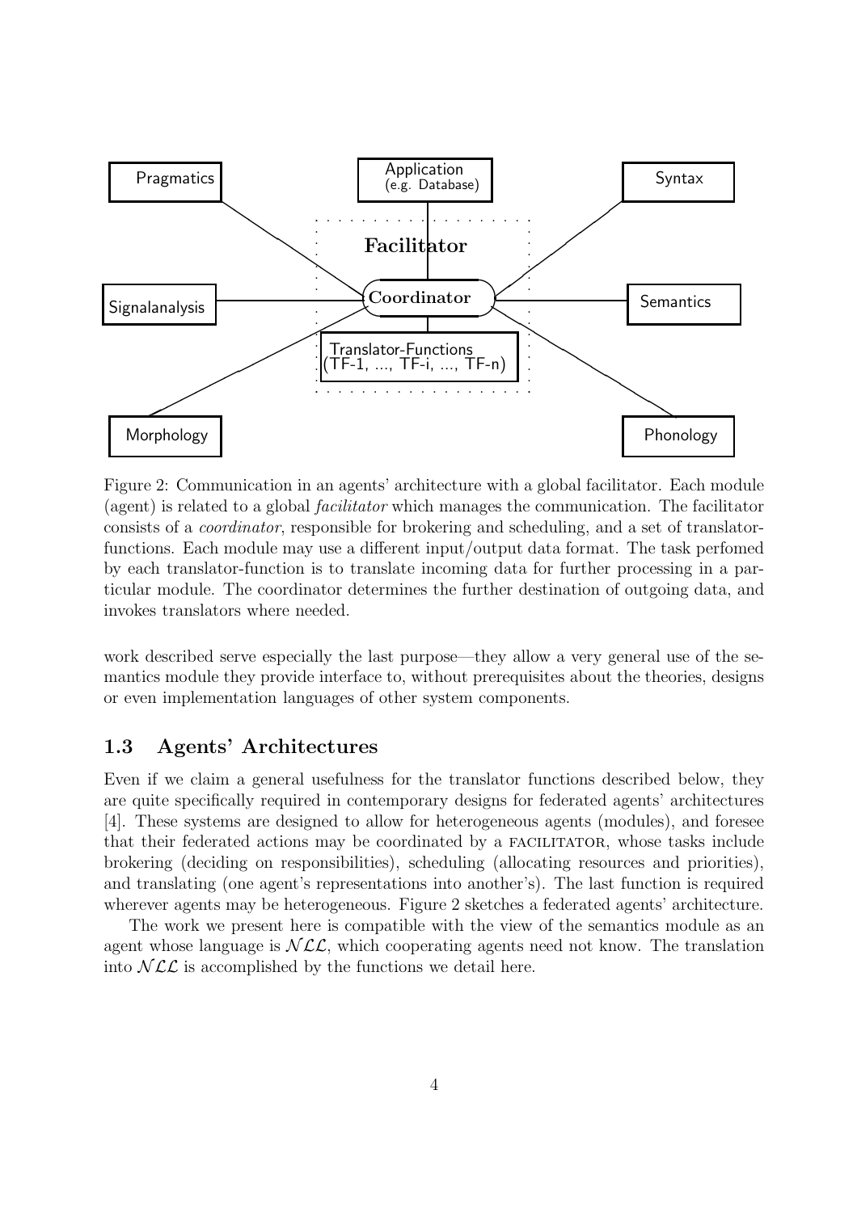Figure 2: Communication in an agents' architecture with a global facilitator. Each module (agent) is related to a global *facilitator* which manages the communication. The facilitator consists of a *coordinator*, responsible for brokering and scheduling, and a set of translator-functions. Each module may use a different input/output data format. The task perfomed by each translator-function is to translate incoming data for further processing in a particular module. The coordinator determines the further destination of outgoing data, and invokes translators where needed.

work described serve especially the last purpose—they allow a very general use of the semantics module they provide interface to, without prerequisites about the theories, designs or even implementation languages of other system components.

## 1.3 Agents' Architectures

Even if we claim a general usefulness for the translator functions described below, they are quite specifically required in contemporary designs for federated agents' architectures [4]. These systems are designed to allow for heterogeneous agents (modules), and foresee that their federated actions may be coordinated by a FACILITATOR, whose tasks include brokering (deciding on responsibilities), scheduling (allocating resources and priorities), and translating (one agent's representations into another's). The last function is required wherever agents may be heterogeneous. Figure 2 sketches a federated agents' architecture.

The work we present here is compatible with the view of the semantics module as an agent whose language is $\mathcal{NLL}$, which cooperating agents need not know. The translation into $\mathcal{NLL}$ is accomplished by the functions we detail here.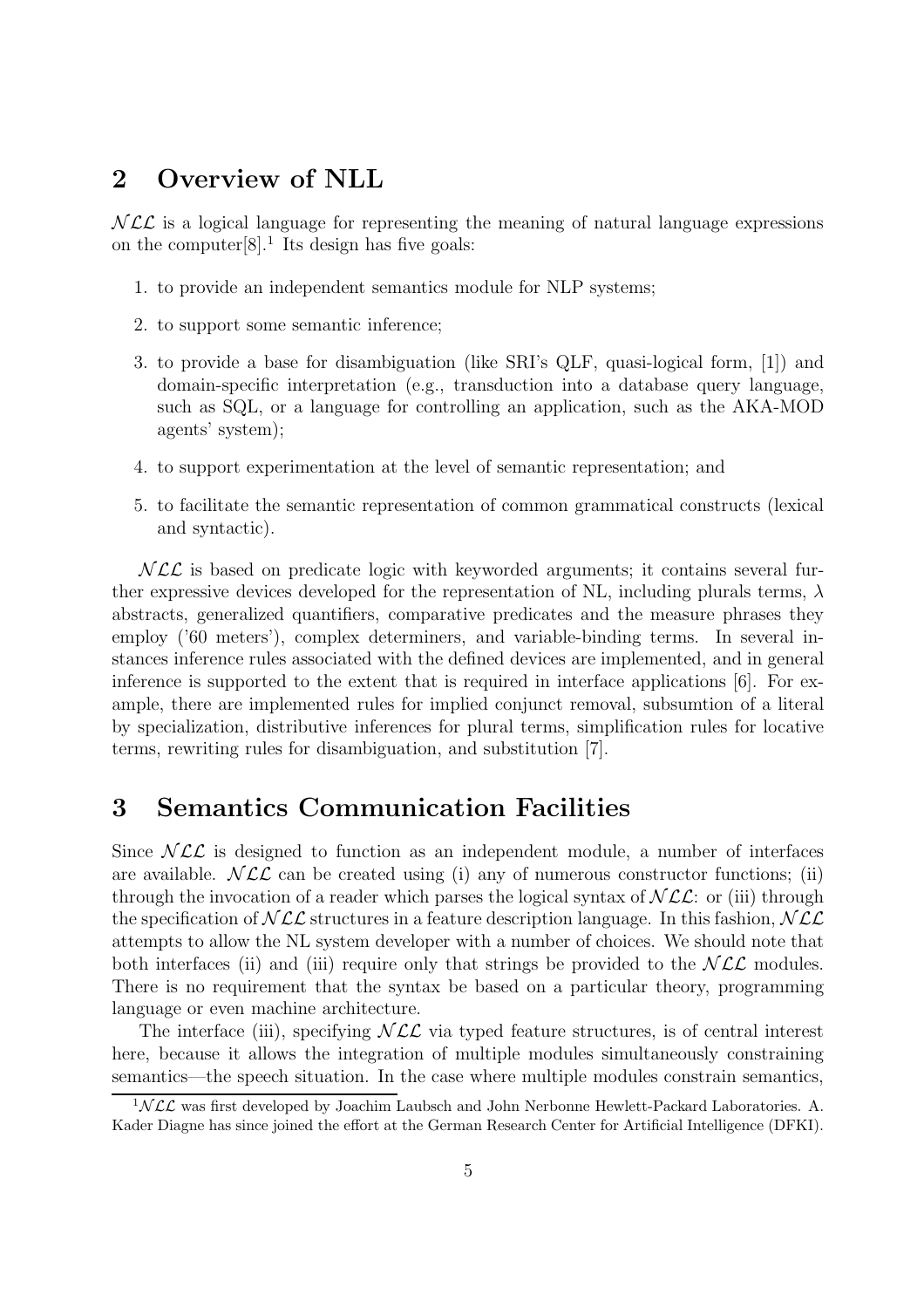## 2 Overview of NLL

$\mathcal{NLL}$ is a logical language for representing the meaning of natural language expressions on the computer[8].[1] Its design has five goals:

1. to provide an independent semantics module for NLP systems;
2. to support some semantic inference;
3. to provide a base for disambiguation (like SRI's QLF, quasi-logical form, [1]) and domain-specific interpretation (e.g., transduction into a database query language, such as SQL, or a language for controlling an application, such as the AKA-MOD agents' system);
4. to support experimentation at the level of semantic representation; and
5. to facilitate the semantic representation of common grammatical constructs (lexical and syntactic).

$\mathcal{NLL}$ is based on predicate logic with keyworded arguments; it contains several further expressive devices developed for the representation of NL, including plurals terms, $\lambda$ abstracts, generalized quantifiers, comparative predicates and the measure phrases they employ ('60 meters'), complex determiners, and variable-binding terms. In several instances inference rules associated with the defined devices are implemented, and in general inference is supported to the extent that is required in interface applications [6]. For example, there are implemented rules for implied conjunct removal, subsumtion of a literal by specialization, distributive inferences for plural terms, simplification rules for locative terms, rewriting rules for disambiguation, and substitution [7].

## 3 Semantics Communication Facilities

Since $\mathcal{NLL}$ is designed to function as an independent module, a number of interfaces are available. $\mathcal{NLL}$ can be created using (i) any of numerous constructor functions; (ii) through the invocation of a reader which parses the logical syntax of $\mathcal{NLL}$: or (iii) through the specification of $\mathcal{NLL}$ structures in a feature description language. In this fashion, $\mathcal{NLL}$ attempts to allow the NL system developer with a number of choices. We should note that both interfaces (ii) and (iii) require only that strings be provided to the $\mathcal{NLL}$ modules. There is no requirement that the syntax be based on a particular theory, programming language or even machine architecture.

The interface (iii), specifying $\mathcal{NLL}$ via typed feature structures, is of central interest here, because it allows the integration of multiple modules simultaneously constraining semantics—the speech situation. In the case where multiple modules constrain semantics,

[1] $\mathcal{NLL}$ was first developed by Joachim Laubsch and John Nerbonne Hewlett-Packard Laboratories. A. Kader Diagne has since joined the effort at the German Research Center for Artificial Intelligence (DFKI).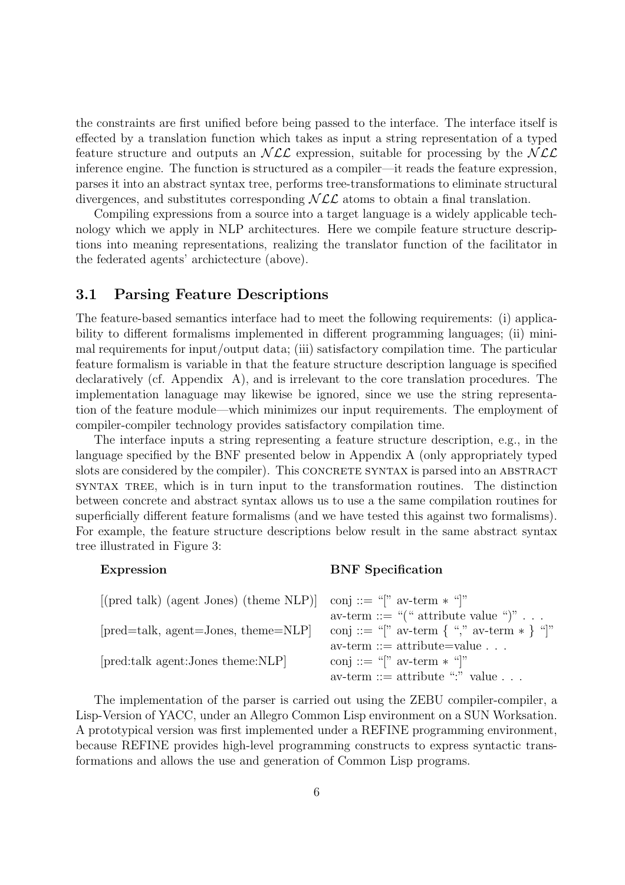the constraints are first unified before being passed to the interface. The interface itself is effected by a translation function which takes as input a string representation of a typed feature structure and outputs an $\mathcal{NLL}$ expression, suitable for processing by the $\mathcal{NLL}$ inference engine. The function is structured as a compiler—it reads the feature expression, parses it into an abstract syntax tree, performs tree-transformations to eliminate structural divergences, and substitutes corresponding $\mathcal{NLL}$ atoms to obtain a final translation.

Compiling expressions from a source into a target language is a widely applicable technology which we apply in NLP architectures. Here we compile feature structure descriptions into meaning representations, realizing the translator function of the facilitator in the federated agents' archictecture (above).

### 3.1 Parsing Feature Descriptions

The feature-based semantics interface had to meet the following requirements: (i) applicability to different formalisms implemented in different programming languages; (ii) minimal requirements for input/output data; (iii) satisfactory compilation time. The particular feature formalism is variable in that the feature structure description language is specified declaratively (cf. Appendix A), and is irrelevant to the core translation procedures. The implementation lanaguage may likewise be ignored, since we use the string representation of the feature module—which minimizes our input requirements. The employment of compiler-compiler technology provides satisfactory compilation time.

The interface inputs a string representing a feature structure description, e.g., in the language specified by the BNF presented below in Appendix A (only appropriately typed slots are considered by the compiler). This CONCRETE SYNTAX is parsed into an ABSTRACT SYNTAX TREE, which is in turn input to the transformation routines. The distinction between concrete and abstract syntax allows us to use a the same compilation routines for superficially different feature formalisms (and we have tested this against two formalisms). For example, the feature structure descriptions below result in the same abstract syntax tree illustrated in Figure 3:

| **Expression** | **BNF Specification** |
|---|---|
| [(pred talk) (agent Jones) (theme NLP)] | conj ::= "[" av-term ∗ "]"<br>av-term ::= "(" attribute value ")" . . . |
| [pred=talk, agent=Jones, theme=NLP] | conj ::= "[" av-term { "," av-term ∗ } "]"<br>av-term ::= attribute=value . . . |
| [pred:talk agent:Jones theme:NLP] | conj ::= "[" av-term ∗ "]"<br>av-term ::= attribute ":" value . . . |

The implementation of the parser is carried out using the ZEBU compiler-compiler, a Lisp-Version of YACC, under an Allegro Common Lisp environment on a SUN Worksation. A prototypical version was first implemented under a REFINE programming environment, because REFINE provides high-level programming constructs to express syntactic transformations and allows the use and generation of Common Lisp programs.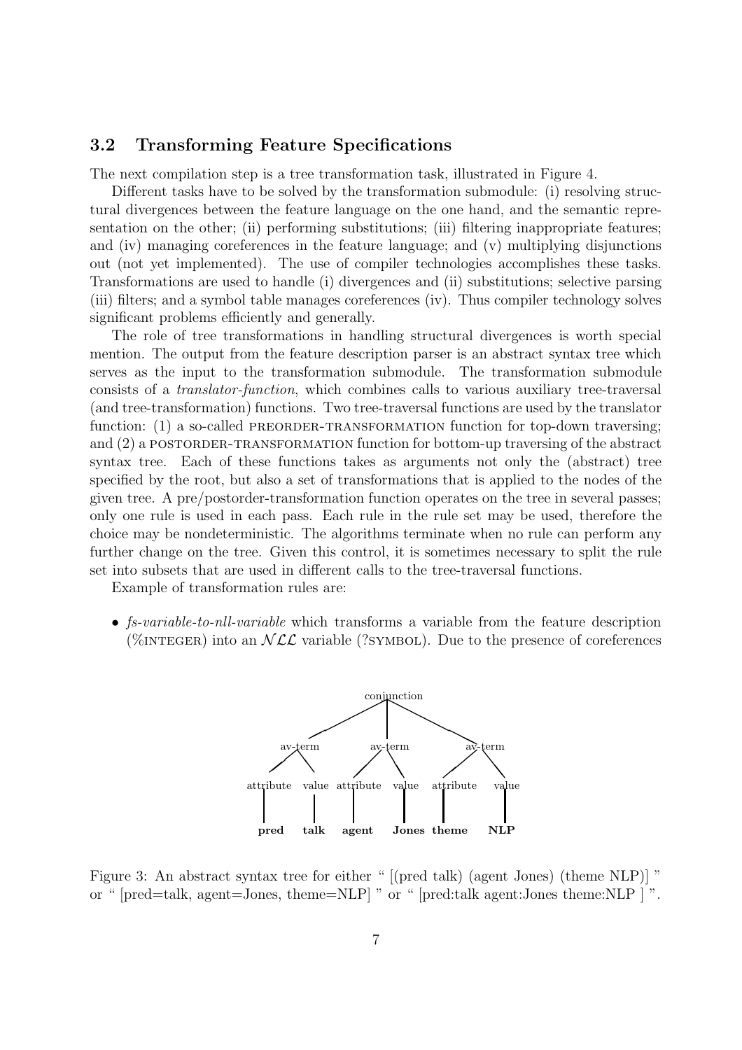## 3.2 Transforming Feature Specifications

The next compilation step is a tree transformation task, illustrated in Figure 4.

Different tasks have to be solved by the transformation submodule: (i) resolving structural divergences between the feature language on the one hand, and the semantic representation on the other; (ii) performing substitutions; (iii) filtering inappropriate features; and (iv) managing coreferences in the feature language; and (v) multiplying disjunctions out (not yet implemented). The use of compiler technologies accomplishes these tasks. Transformations are used to handle (i) divergences and (ii) substitutions; selective parsing (iii) filters; and a symbol table manages coreferences (iv). Thus compiler technology solves significant problems efficiently and generally.

The role of tree transformations in handling structural divergences is worth special mention. The output from the feature description parser is an abstract syntax tree which serves as the input to the transformation submodule. The transformation submodule consists of a *translator-function*, which combines calls to various auxiliary tree-traversal (and tree-transformation) functions. Two tree-traversal functions are used by the translator function: (1) a so-called PREORDER-TRANSFORMATION function for top-down traversing; and (2) a POSTORDER-TRANSFORMATION function for bottom-up traversing of the abstract syntax tree. Each of these functions takes as arguments not only the (abstract) tree specified by the root, but also a set of transformations that is applied to the nodes of the given tree. A pre/postorder-transformation function operates on the tree in several passes; only one rule is used in each pass. Each rule in the rule set may be used, therefore the choice may be nondeterministic. The algorithms terminate when no rule can perform any further change on the tree. Given this control, it is sometimes necessary to split the rule set into subsets that are used in different calls to the tree-traversal functions.

Example of transformation rules are:

- *fs-variable-to-nll-variable* which transforms a variable from the feature description (%INTEGER) into an $\mathcal{NLL}$ variable (?SYMBOL). Due to the presence of coreferences

```
                         conjunction
            /                 |                  \
        av-term            av-term             av-term
        /     \            /     \             /     \
  attribute  value   attribute  value    attribute  value
      |        |         |        |          |        |
    pred     talk      agent    Jones      theme     NLP
```

Figure 3: An abstract syntax tree for either " [(pred talk) (agent Jones) (theme NLP)] " or " [pred=talk, agent=Jones, theme=NLP] " or " [pred:talk agent:Jones theme:NLP ] ".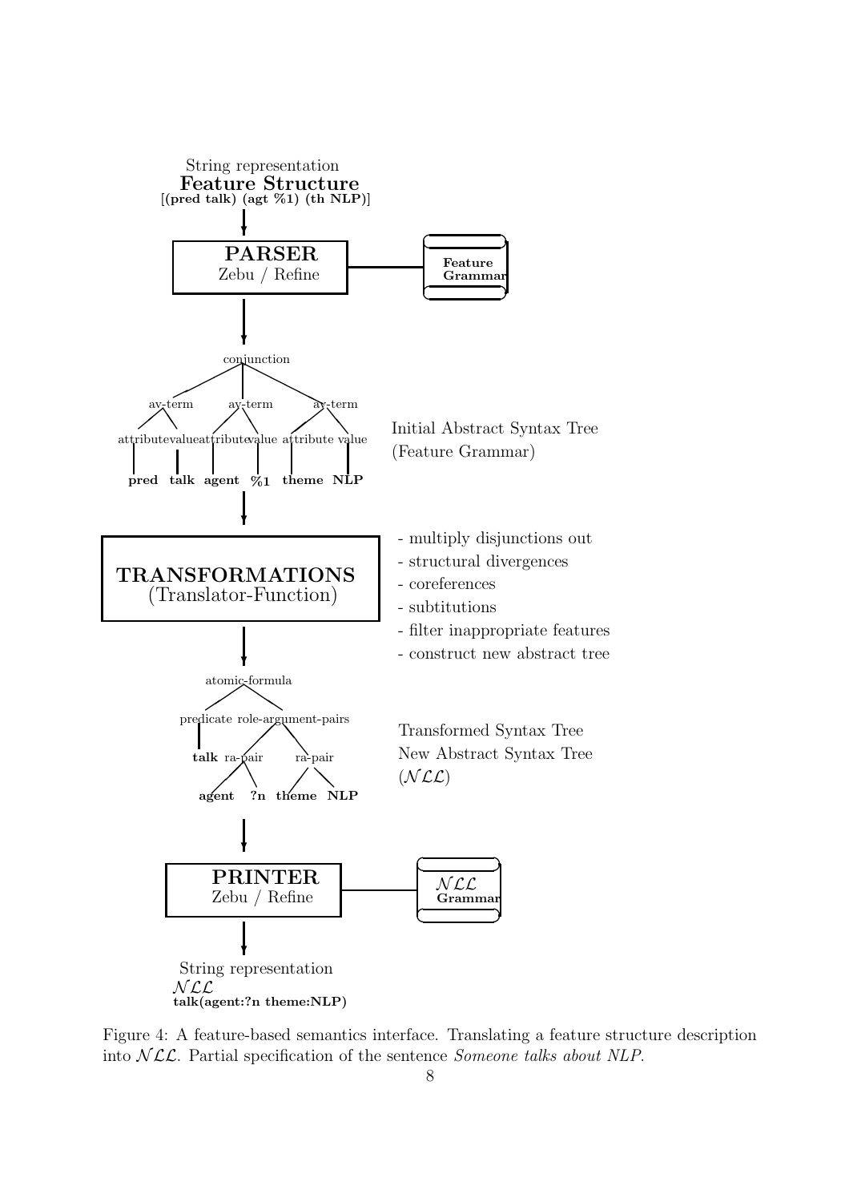String representation
**Feature Structure**
**[(pred talk) (agt %1) (th NLP)]**

**PARSER**
Zebu / Refine

**Feature Grammar**

conjunction

av-term av-term av-term

attribute value attribute value attribute value

**pred talk agent %1 theme NLP**

Initial Abstract Syntax Tree
(Feature Grammar)

**TRANSFORMATIONS**
(Translator-Function)

- multiply disjunctions out
- structural divergences
- coreferences
- subtitutions
- filter inappropriate features
- construct new abstract tree

atomic-formula

predicate role-argument-pairs

**talk** ra-pair ra-pair

**agent ?n theme NLP**

Transformed Syntax Tree
New Abstract Syntax Tree
($\mathcal{NLL}$)

**PRINTER**
Zebu / Refine

$\mathcal{NLL}$ **Grammar**

String representation
$\mathcal{NLL}$
**talk(agent:?n theme:NLP)**

Figure 4: A feature-based semantics interface. Translating a feature structure description into $\mathcal{NLL}$. Partial specification of the sentence *Someone talks about NLP*.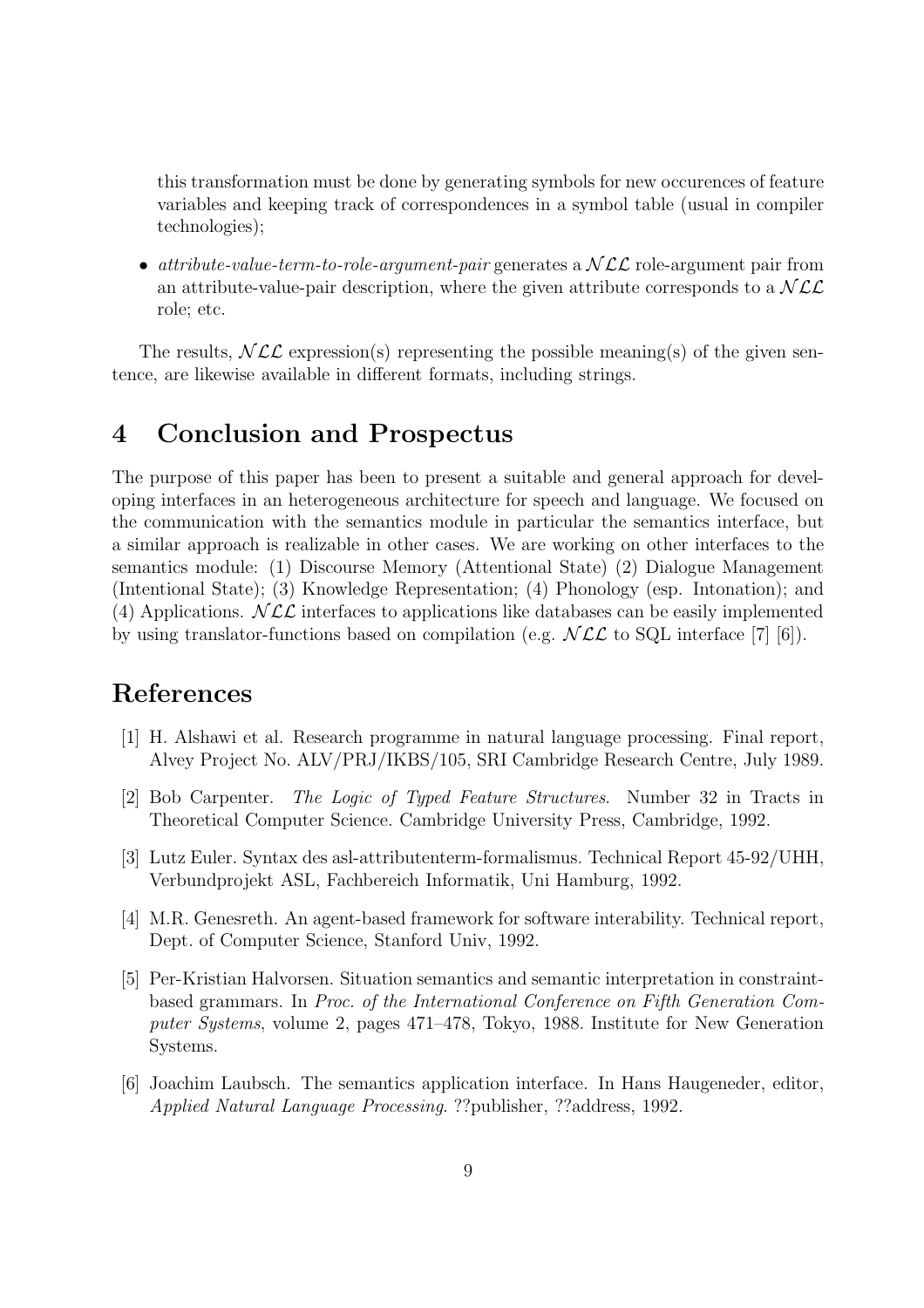this transformation must be done by generating symbols for new occurences of feature variables and keeping track of correspondences in a symbol table (usual in compiler technologies);

- *attribute-value-term-to-role-argument-pair* generates a $\mathcal{NLL}$ role-argument pair from an attribute-value-pair description, where the given attribute corresponds to a $\mathcal{NLL}$ role; etc.

The results, $\mathcal{NLL}$ expression(s) representing the possible meaning(s) of the given sentence, are likewise available in different formats, including strings.

## 4 Conclusion and Prospectus

The purpose of this paper has been to present a suitable and general approach for developing interfaces in an heterogeneous architecture for speech and language. We focused on the communication with the semantics module in particular the semantics interface, but a similar approach is realizable in other cases. We are working on other interfaces to the semantics module: (1) Discourse Memory (Attentional State) (2) Dialogue Management (Intentional State); (3) Knowledge Representation; (4) Phonology (esp. Intonation); and (4) Applications. $\mathcal{NLL}$ interfaces to applications like databases can be easily implemented by using translator-functions based on compilation (e.g. $\mathcal{NLL}$ to SQL interface [7] [6]).

## References

[1] H. Alshawi et al. Research programme in natural language processing. Final report, Alvey Project No. ALV/PRJ/IKBS/105, SRI Cambridge Research Centre, July 1989.

[2] Bob Carpenter. *The Logic of Typed Feature Structures*. Number 32 in Tracts in Theoretical Computer Science. Cambridge University Press, Cambridge, 1992.

[3] Lutz Euler. Syntax des asl-attributenterm-formalismus. Technical Report 45-92/UHH, Verbundprojekt ASL, Fachbereich Informatik, Uni Hamburg, 1992.

[4] M.R. Genesreth. An agent-based framework for software interability. Technical report, Dept. of Computer Science, Stanford Univ, 1992.

[5] Per-Kristian Halvorsen. Situation semantics and semantic interpretation in constraint-based grammars. In *Proc. of the International Conference on Fifth Generation Computer Systems*, volume 2, pages 471–478, Tokyo, 1988. Institute for New Generation Systems.

[6] Joachim Laubsch. The semantics application interface. In Hans Haugeneder, editor, *Applied Natural Language Processing*. ??publisher, ??address, 1992.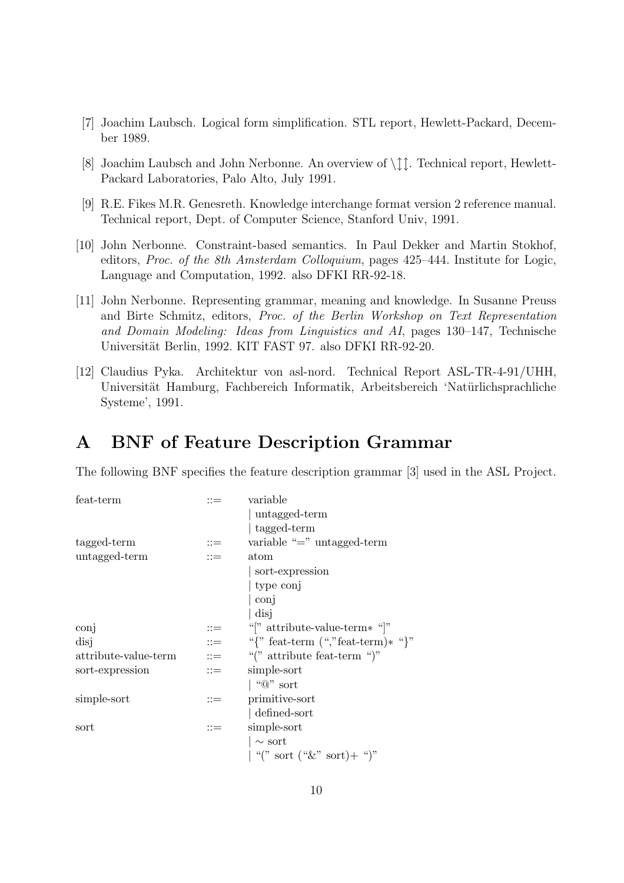[7] Joachim Laubsch. Logical form simplification. STL report, Hewlett-Packard, December 1989.

[8] Joachim Laubsch and John Nerbonne. An overview of \↿↾. Technical report, Hewlett-Packard Laboratories, Palo Alto, July 1991.

[9] R.E. Fikes M.R. Genesreth. Knowledge interchange format version 2 reference manual. Technical report, Dept. of Computer Science, Stanford Univ, 1991.

[10] John Nerbonne. Constraint-based semantics. In Paul Dekker and Martin Stokhof, editors, *Proc. of the 8th Amsterdam Colloquium*, pages 425–444. Institute for Logic, Language and Computation, 1992. also DFKI RR-92-18.

[11] John Nerbonne. Representing grammar, meaning and knowledge. In Susanne Preuss and Birte Schmitz, editors, *Proc. of the Berlin Workshop on Text Representation and Domain Modeling: Ideas from Linguistics and AI*, pages 130–147, Technische Universität Berlin, 1992. KIT FAST 97. also DFKI RR-92-20.

[12] Claudius Pyka. Architektur von asl-nord. Technical Report ASL-TR-4-91/UHH, Universität Hamburg, Fachbereich Informatik, Arbeitsbereich 'Natürlichsprachliche Systeme', 1991.

# A BNF of Feature Description Grammar

The following BNF specifies the feature description grammar [3] used in the ASL Project.

```
feat-term              ::=   variable
                             | untagged-term
                             | tagged-term
tagged-term            ::=   variable "=" untagged-term
untagged-term          ::=   atom
                             | sort-expression
                             | type conj
                             | conj
                             | disj
conj                   ::=   "[" attribute-value-term* "]"
disj                   ::=   "{" feat-term (","feat-term)* "}"
attribute-value-term   ::=   "(" attribute feat-term ")"
sort-expression        ::=   simple-sort
                             | "@" sort
simple-sort            ::=   primitive-sort
                             | defined-sort
sort                   ::=   simple-sort
                             | ~ sort
                             | "(" sort ("&" sort)+ ")"
```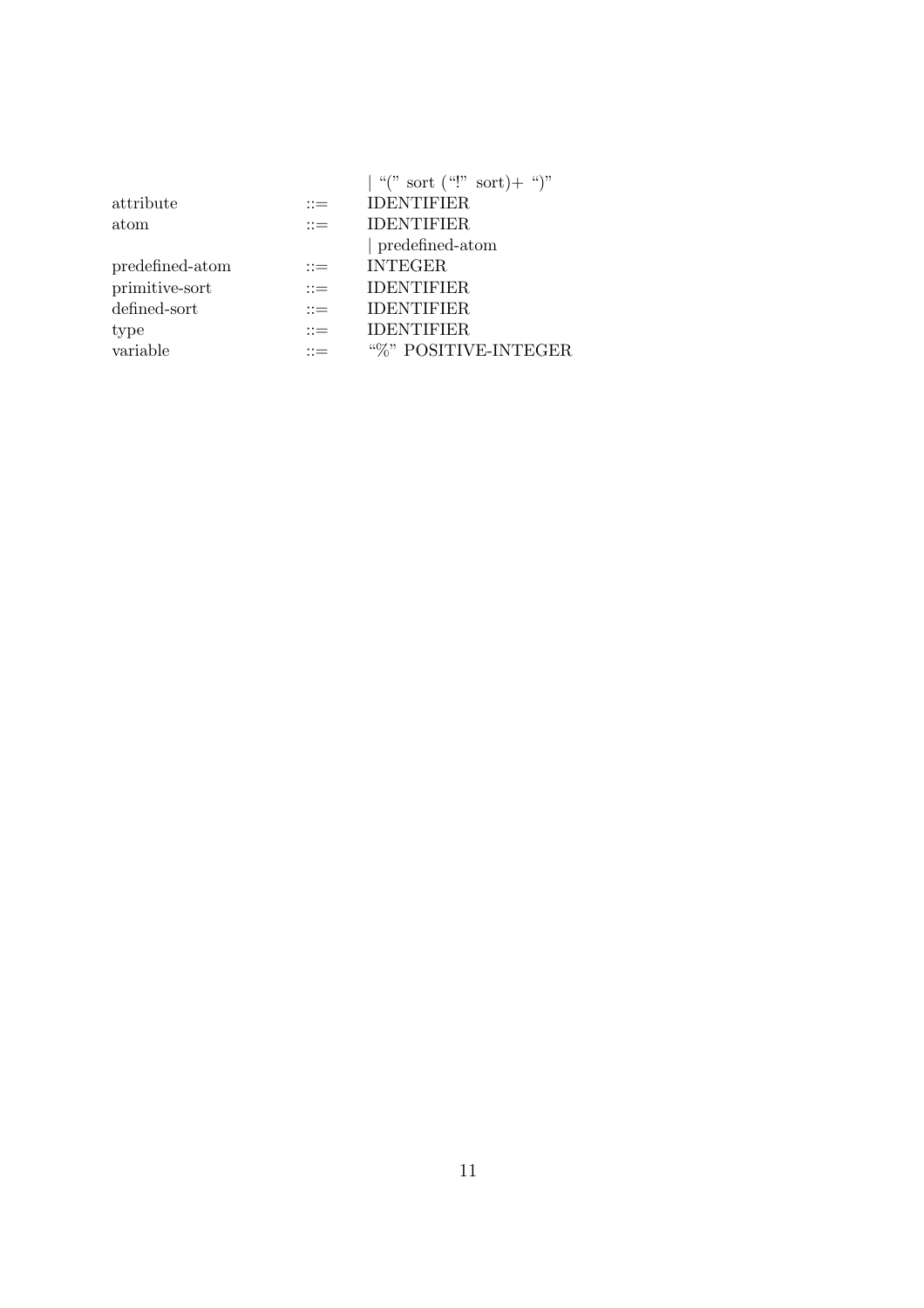```
                    | "(" sort ("!" sort)+ ")"
attribute       ::= IDENTIFIER
atom            ::= IDENTIFIER
                    | predefined-atom
predefined-atom ::= INTEGER
primitive-sort  ::= IDENTIFIER
defined-sort    ::= IDENTIFIER
type            ::= IDENTIFIER
variable        ::= "%" POSITIVE-INTEGER
```